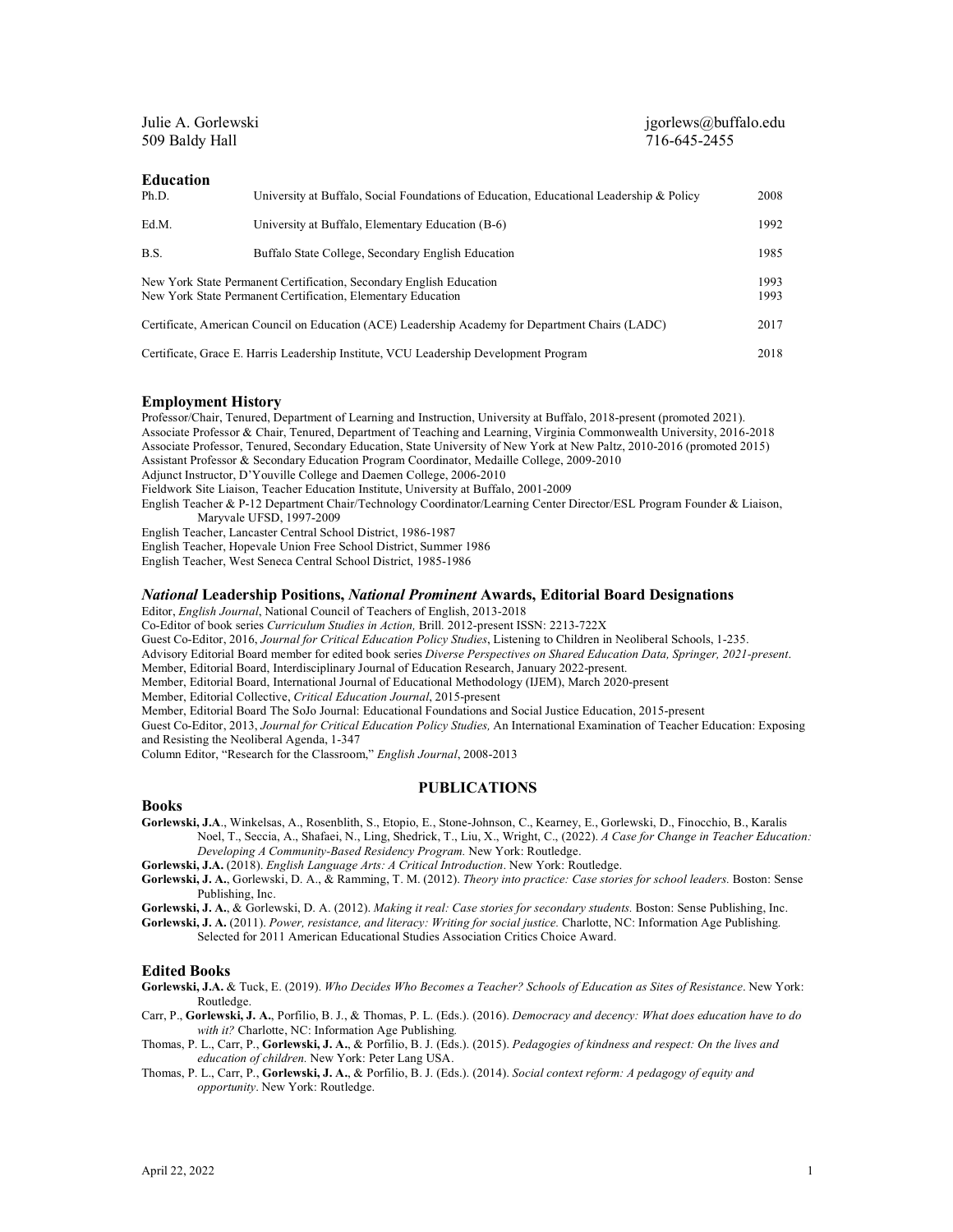Julie A. Gorlewski
509 Baldy Hall

jgorlews@buffalo.edu
716-645-2455

## Education

| | | |
|---|---|---|
| Ph.D. | University at Buffalo, Social Foundations of Education, Educational Leadership & Policy | 2008 |
| Ed.M. | University at Buffalo, Elementary Education (B-6) | 1992 |
| B.S. | Buffalo State College, Secondary English Education | 1985 |

New York State Permanent Certification, Secondary English Education — 1993
New York State Permanent Certification, Elementary Education — 1993

Certificate, American Council on Education (ACE) Leadership Academy for Department Chairs (LADC) — 2017

Certificate, Grace E. Harris Leadership Institute, VCU Leadership Development Program — 2018

## Employment History

Professor/Chair, Tenured, Department of Learning and Instruction, University at Buffalo, 2018-present (promoted 2021).
Associate Professor & Chair, Tenured, Department of Teaching and Learning, Virginia Commonwealth University, 2016-2018
Associate Professor, Tenured, Secondary Education, State University of New York at New Paltz, 2010-2016 (promoted 2015)
Assistant Professor & Secondary Education Program Coordinator, Medaille College, 2009-2010
Adjunct Instructor, D'Youville College and Daemen College, 2006-2010
Fieldwork Site Liaison, Teacher Education Institute, University at Buffalo, 2001-2009
English Teacher & P-12 Department Chair/Technology Coordinator/Learning Center Director/ESL Program Founder & Liaison, Maryvale UFSD, 1997-2009
English Teacher, Lancaster Central School District, 1986-1987
English Teacher, Hopevale Union Free School District, Summer 1986
English Teacher, West Seneca Central School District, 1985-1986

## *National* Leadership Positions, *National Prominent* Awards, Editorial Board Designations

Editor, *English Journal*, National Council of Teachers of English, 2013-2018
Co-Editor of book series *Curriculum Studies in Action,* Brill. 2012-present ISSN: 2213-722X
Guest Co-Editor, 2016, *Journal for Critical Education Policy Studies*, Listening to Children in Neoliberal Schools, 1-235.
Advisory Editorial Board member for edited book series *Diverse Perspectives on Shared Education Data, Springer, 2021-present*.
Member, Editorial Board, Interdisciplinary Journal of Education Research, January 2022-present.
Member, Editorial Board, International Journal of Educational Methodology (IJEM), March 2020-present
Member, Editorial Collective, *Critical Education Journal*, 2015-present
Member, Editorial Board The SoJo Journal: Educational Foundations and Social Justice Education, 2015-present
Guest Co-Editor, 2013, *Journal for Critical Education Policy Studies,* An International Examination of Teacher Education: Exposing and Resisting the Neoliberal Agenda, 1-347
Column Editor, "Research for the Classroom," *English Journal*, 2008-2013

# PUBLICATIONS

## Books

**Gorlewski, J.A**., Winkelsas, A., Rosenblith, S., Etopio, E., Stone-Johnson, C., Kearney, E., Gorlewski, D., Finocchio, B., Karalis Noel, T., Seccia, A., Shafaei, N., Ling, Shedrick, T., Liu, X., Wright, C., (2022). *A Case for Change in Teacher Education: Developing A Community-Based Residency Program.* New York: Routledge.

**Gorlewski, J.A.** (2018). *English Language Arts: A Critical Introduction*. New York: Routledge.

**Gorlewski, J. A.**, Gorlewski, D. A., & Ramming, T. M. (2012). *Theory into practice: Case stories for school leaders.* Boston: Sense Publishing, Inc.

**Gorlewski, J. A.**, & Gorlewski, D. A. (2012). *Making it real: Case stories for secondary students.* Boston: Sense Publishing, Inc.

**Gorlewski, J. A.** (2011). *Power, resistance, and literacy: Writing for social justice.* Charlotte, NC: Information Age Publishing. Selected for 2011 American Educational Studies Association Critics Choice Award.

## Edited Books

**Gorlewski, J.A.** & Tuck, E. (2019). *Who Decides Who Becomes a Teacher? Schools of Education as Sites of Resistance*. New York: Routledge.

Carr, P., **Gorlewski, J. A.**, Porfilio, B. J., & Thomas, P. L. (Eds.). (2016). *Democracy and decency: What does education have to do with it?* Charlotte, NC: Information Age Publishing.

Thomas, P. L., Carr, P., **Gorlewski, J. A.**, & Porfilio, B. J. (Eds.). (2015). *Pedagogies of kindness and respect: On the lives and education of children.* New York: Peter Lang USA.

Thomas, P. L., Carr, P., **Gorlewski, J. A.**, & Porfilio, B. J. (Eds.). (2014). *Social context reform: A pedagogy of equity and opportunity*. New York: Routledge.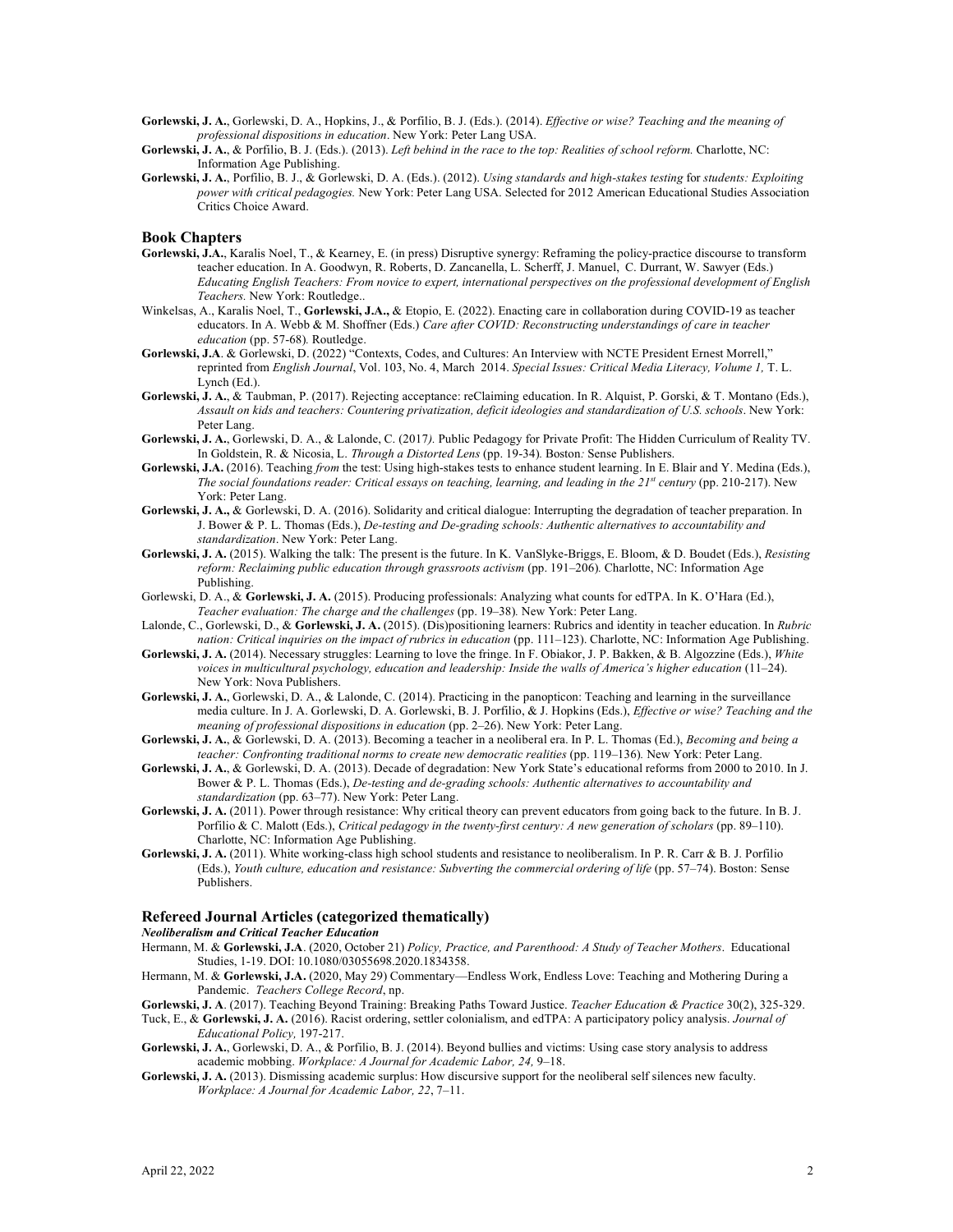**Gorlewski, J. A.**, Gorlewski, D. A., Hopkins, J., & Porfilio, B. J. (Eds.). (2014). *Effective or wise? Teaching and the meaning of professional dispositions in education*. New York: Peter Lang USA.

**Gorlewski, J. A.**, & Porfilio, B. J. (Eds.). (2013). *Left behind in the race to the top: Realities of school reform.* Charlotte, NC: Information Age Publishing.

**Gorlewski, J. A.**, Porfilio, B. J., & Gorlewski, D. A. (Eds.). (2012). *Using standards and high-stakes testing* for *students: Exploiting power with critical pedagogies.* New York: Peter Lang USA. Selected for 2012 American Educational Studies Association Critics Choice Award.

## Book Chapters

**Gorlewski, J.A.**, Karalis Noel, T., & Kearney, E. (in press) Disruptive synergy: Reframing the policy-practice discourse to transform teacher education. In A. Goodwyn, R. Roberts, D. Zancanella, L. Scherff, J. Manuel, C. Durrant, W. Sawyer (Eds.) *Educating English Teachers: From novice to expert, international perspectives on the professional development of English Teachers.* New York: Routledge..

Winkelsas, A., Karalis Noel, T., **Gorlewski, J.A.,** & Etopio, E. (2022). Enacting care in collaboration during COVID-19 as teacher educators. In A. Webb & M. Shoffner (Eds.) *Care after COVID: Reconstructing understandings of care in teacher education* (pp. 57-68)*.* Routledge.

**Gorlewski, J.A**. & Gorlewski, D. (2022) "Contexts, Codes, and Cultures: An Interview with NCTE President Ernest Morrell," reprinted from *English Journal*, Vol. 103, No. 4, March 2014. *Special Issues: Critical Media Literacy, Volume 1,* T. L. Lynch (Ed.).

**Gorlewski, J. A.**, & Taubman, P. (2017). Rejecting acceptance: reClaiming education. In R. Alquist, P. Gorski, & T. Montano (Eds.), *Assault on kids and teachers: Countering privatization, deficit ideologies and standardization of U.S. schools*. New York: Peter Lang.

**Gorlewski, J. A.**, Gorlewski, D. A., & Lalonde, C. (2017*).* Public Pedagogy for Private Profit: The Hidden Curriculum of Reality TV. In Goldstein, R. & Nicosia, L. *Through a Distorted Lens* (pp. 19-34)*.* Boston*:* Sense Publishers.

**Gorlewski, J.A.** (2016). Teaching *from* the test: Using high-stakes tests to enhance student learning. In E. Blair and Y. Medina (Eds.), *The social foundations reader: Critical essays on teaching, learning, and leading in the 21st century* (pp. 210-217). New York: Peter Lang.

**Gorlewski, J. A.,** & Gorlewski, D. A. (2016). Solidarity and critical dialogue: Interrupting the degradation of teacher preparation. In J. Bower & P. L. Thomas (Eds.), *De-testing and De-grading schools: Authentic alternatives to accountability and standardization*. New York: Peter Lang.

**Gorlewski, J. A.** (2015). Walking the talk: The present is the future. In K. VanSlyke-Briggs, E. Bloom, & D. Boudet (Eds.), *Resisting reform: Reclaiming public education through grassroots activism* (pp. 191–206)*.* Charlotte, NC: Information Age Publishing.

Gorlewski, D. A., & **Gorlewski, J. A.** (2015). Producing professionals: Analyzing what counts for edTPA. In K. O'Hara (Ed.), *Teacher evaluation: The charge and the challenges* (pp. 19–38)*.* New York: Peter Lang.

Lalonde, C., Gorlewski, D., & **Gorlewski, J. A.** (2015). (Dis)positioning learners: Rubrics and identity in teacher education. In *Rubric nation: Critical inquiries on the impact of rubrics in education* (pp. 111–123). Charlotte, NC: Information Age Publishing.

**Gorlewski, J. A.** (2014). Necessary struggles: Learning to love the fringe. In F. Obiakor, J. P. Bakken, & B. Algozzine (Eds.), *White voices in multicultural psychology, education and leadership: Inside the walls of America's higher education* (11–24). New York: Nova Publishers.

**Gorlewski, J. A.**, Gorlewski, D. A., & Lalonde, C. (2014). Practicing in the panopticon: Teaching and learning in the surveillance media culture. In J. A. Gorlewski, D. A. Gorlewski, B. J. Porfilio, B. J. Hopkins (Eds.), *Effective or wise? Teaching and the meaning of professional dispositions in education* (pp. 2–26). New York: Peter Lang.

**Gorlewski, J. A.**, & Gorlewski, D. A. (2013). Becoming a teacher in a neoliberal era. In P. L. Thomas (Ed.), *Becoming and being a teacher: Confronting traditional norms to create new democratic realities* (pp. 119–136)*.* New York: Peter Lang.

**Gorlewski, J. A.**, & Gorlewski, D. A. (2013). Decade of degradation: New York State's educational reforms from 2000 to 2010. In J. Bower & P. L. Thomas (Eds.), *De-testing and de-grading schools: Authentic alternatives to accountability and standardization* (pp. 63–77). New York: Peter Lang.

**Gorlewski, J. A.** (2011). Power through resistance: Why critical theory can prevent educators from going back to the future. In B. J. Porfilio & C. Malott (Eds.), *Critical pedagogy in the twenty-first century: A new generation of scholars* (pp. 89–110). Charlotte, NC: Information Age Publishing.

**Gorlewski, J. A.** (2011). White working-class high school students and resistance to neoliberalism. In P. R. Carr & B. J. Porfilio (Eds.), *Youth culture, education and resistance: Subverting the commercial ordering of life* (pp. 57–74). Boston: Sense Publishers.

## Refereed Journal Articles (categorized thematically)

***Neoliberalism and Critical Teacher Education***

Hermann, M. & **Gorlewski, J.A**. (2020, October 21) *Policy, Practice, and Parenthood: A Study of Teacher Mothers*. Educational Studies, 1-19. DOI: 10.1080/03055698.2020.1834358.

Hermann, M. & **Gorlewski, J.A.** (2020, May 29) Commentary—Endless Work, Endless Love: Teaching and Mothering During a Pandemic. *Teachers College Record*, np.

**Gorlewski, J. A**. (2017). Teaching Beyond Training: Breaking Paths Toward Justice. *Teacher Education & Practice* 30(2), 325-329.

Tuck, E., & **Gorlewski, J. A.** (2016). Racist ordering, settler colonialism, and edTPA: A participatory policy analysis. *Journal of Educational Policy,* 197-217.

**Gorlewski, J. A.**, Gorlewski, D. A., & Porfilio, B. J. (2014). Beyond bullies and victims: Using case story analysis to address academic mobbing. *Workplace: A Journal for Academic Labor, 24,* 9–18.

**Gorlewski, J. A.** (2013). Dismissing academic surplus: How discursive support for the neoliberal self silences new faculty. *Workplace: A Journal for Academic Labor, 22*, 7–11.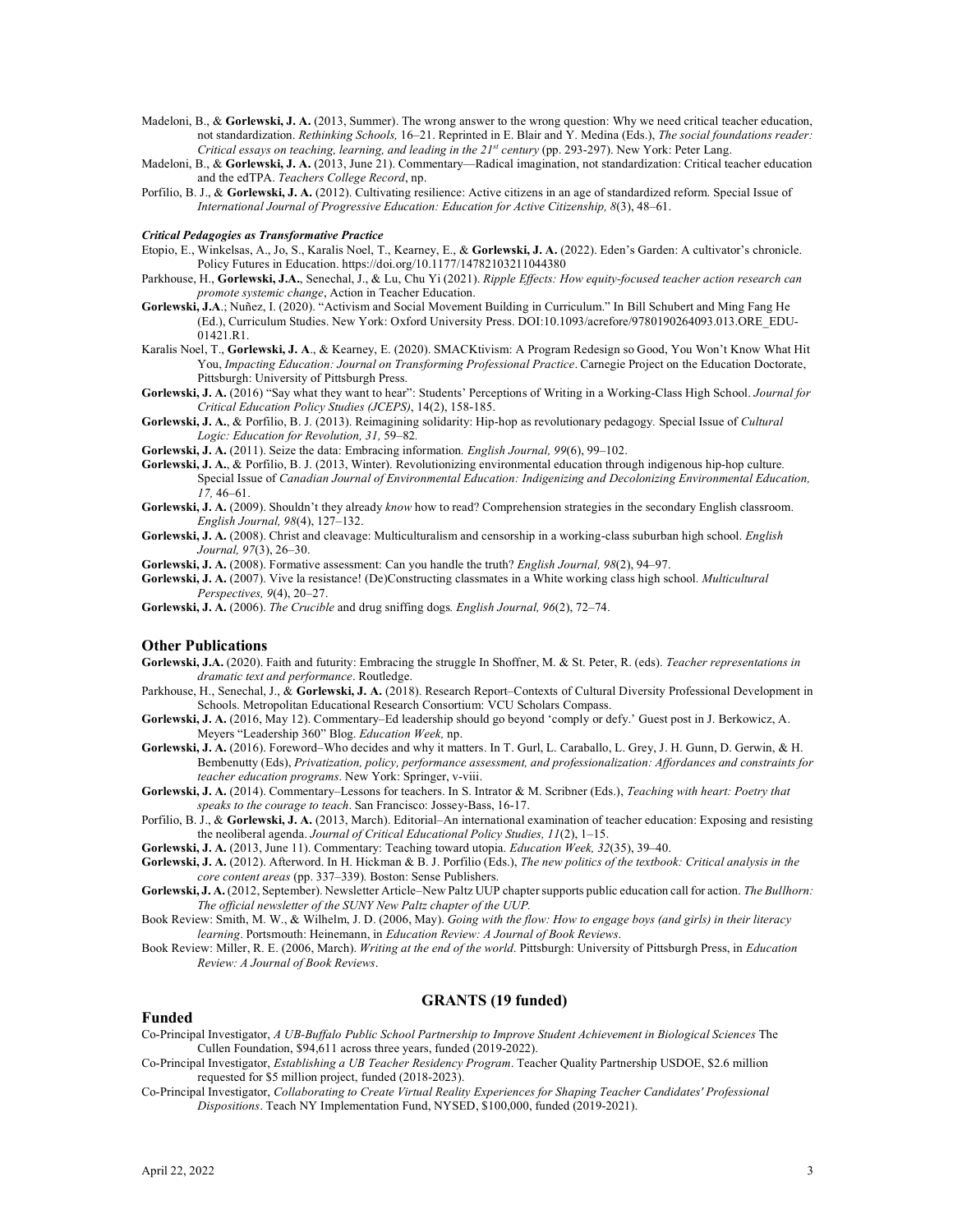Madeloni, B., & **Gorlewski, J. A.** (2013, Summer). The wrong answer to the wrong question: Why we need critical teacher education, not standardization. *Rethinking Schools,* 16–21. Reprinted in E. Blair and Y. Medina (Eds.), *The social foundations reader: Critical essays on teaching, learning, and leading in the 21st century* (pp. 293-297). New York: Peter Lang.

Madeloni, B., & **Gorlewski, J. A.** (2013, June 21). Commentary—Radical imagination, not standardization: Critical teacher education and the edTPA. *Teachers College Record*, np.

Porfilio, B. J., & **Gorlewski, J. A.** (2012). Cultivating resilience: Active citizens in an age of standardized reform. Special Issue of *International Journal of Progressive Education: Education for Active Citizenship, 8*(3), 48–61.

***Critical Pedagogies as Transformative Practice***

Etopio, E., Winkelsas, A., Jo, S., Karalis Noel, T., Kearney, E., & **Gorlewski, J. A.** (2022). Eden's Garden: A cultivator's chronicle. Policy Futures in Education. https://doi.org/10.1177/14782103211044380

Parkhouse, H., **Gorlewski, J.A.**, Senechal, J., & Lu, Chu Yi (2021). *Ripple Effects: How equity-focused teacher action research can promote systemic change*, Action in Teacher Education.

**Gorlewski, J.A**.; Nuñez, I. (2020). "Activism and Social Movement Building in Curriculum." In Bill Schubert and Ming Fang He (Ed.), Curriculum Studies. New York: Oxford University Press. DOI:10.1093/acrefore/9780190264093.013.ORE_EDU-01421.R1.

Karalis Noel, T., **Gorlewski, J. A**., & Kearney, E. (2020). SMACKtivism: A Program Redesign so Good, You Won't Know What Hit You, *Impacting Education: Journal on Transforming Professional Practice*. Carnegie Project on the Education Doctorate, Pittsburgh: University of Pittsburgh Press.

**Gorlewski, J. A.** (2016) "Say what they want to hear": Students' Perceptions of Writing in a Working-Class High School. *Journal for Critical Education Policy Studies (JCEPS)*, 14(2), 158-185.

**Gorlewski, J. A.**, & Porfilio, B. J. (2013). Reimagining solidarity: Hip-hop as revolutionary pedagogy*.* Special Issue of *Cultural Logic: Education for Revolution, 31,* 59–82*.*

**Gorlewski, J. A.** (2011). Seize the data: Embracing information*. English Journal, 99*(6), 99–102.

**Gorlewski, J. A.**, & Porfilio, B. J. (2013, Winter). Revolutionizing environmental education through indigenous hip-hop culture*.* Special Issue of *Canadian Journal of Environmental Education: Indigenizing and Decolonizing Environmental Education, 17,* 46–61.

**Gorlewski, J. A.** (2009). Shouldn't they already *know* how to read? Comprehension strategies in the secondary English classroom. *English Journal, 98*(4), 127–132.

**Gorlewski, J. A.** (2008). Christ and cleavage: Multiculturalism and censorship in a working-class suburban high school. *English Journal, 97*(3), 26–30.

**Gorlewski, J. A.** (2008). Formative assessment: Can you handle the truth? *English Journal, 98*(2), 94–97.

**Gorlewski, J. A.** (2007). Vive la resistance! (De)Constructing classmates in a White working class high school*. Multicultural Perspectives, 9*(4), 20–27.

**Gorlewski, J. A.** (2006). *The Crucible* and drug sniffing dogs*. English Journal, 96*(2), 72–74.

## Other Publications

**Gorlewski, J.A.** (2020). Faith and futurity: Embracing the struggle In Shoffner, M. & St. Peter, R. (eds). *Teacher representations in dramatic text and performance*. Routledge.

Parkhouse, H., Senechal, J., & **Gorlewski, J. A.** (2018). Research Report–Contexts of Cultural Diversity Professional Development in Schools. Metropolitan Educational Research Consortium: VCU Scholars Compass.

**Gorlewski, J. A.** (2016, May 12). Commentary–Ed leadership should go beyond 'comply or defy.' Guest post in J. Berkowicz, A. Meyers "Leadership 360" Blog. *Education Week,* np.

**Gorlewski, J. A.** (2016). Foreword–Who decides and why it matters. In T. Gurl, L. Caraballo, L. Grey, J. H. Gunn, D. Gerwin, & H. Bembenutty (Eds), *Privatization, policy, performance assessment, and professionalization: Affordances and constraints for teacher education programs*. New York: Springer, v-viii.

**Gorlewski, J. A.** (2014). Commentary–Lessons for teachers. In S. Intrator & M. Scribner (Eds.), *Teaching with heart: Poetry that speaks to the courage to teach*. San Francisco: Jossey-Bass, 16-17.

Porfilio, B. J., & **Gorlewski, J. A.** (2013, March). Editorial–An international examination of teacher education: Exposing and resisting the neoliberal agenda. *Journal of Critical Educational Policy Studies, 11*(2), 1–15.

**Gorlewski, J. A.** (2013, June 11). Commentary: Teaching toward utopia. *Education Week, 32*(35), 39–40.

**Gorlewski, J. A.** (2012). Afterword. In H. Hickman & B. J. Porfilio (Eds.), *The new politics of the textbook: Critical analysis in the core content areas* (pp. 337–339)*.* Boston: Sense Publishers.

**Gorlewski, J. A.** (2012, September). Newsletter Article–New Paltz UUP chapter supports public education call for action. *The Bullhorn: The official newsletter of the SUNY New Paltz chapter of the UUP.*

Book Review: Smith, M. W., & Wilhelm, J. D. (2006, May). *Going with the flow: How to engage boys (and girls) in their literacy learning*. Portsmouth: Heinemann, in *Education Review: A Journal of Book Reviews*.

Book Review: Miller, R. E. (2006, March). *Writing at the end of the world*. Pittsburgh: University of Pittsburgh Press, in *Education Review: A Journal of Book Reviews*.

# GRANTS (19 funded)

## Funded

Co-Principal Investigator, *A UB-Buffalo Public School Partnership to Improve Student Achievement in Biological Sciences* The Cullen Foundation, $94,611 across three years, funded (2019-2022).

Co-Principal Investigator, *Establishing a UB Teacher Residency Program*. Teacher Quality Partnership USDOE, $2.6 million requested for $5 million project, funded (2018-2023).

Co-Principal Investigator, *Collaborating to Create Virtual Reality Experiences for Shaping Teacher Candidates' Professional Dispositions*. Teach NY Implementation Fund, NYSED, $100,000, funded (2019-2021).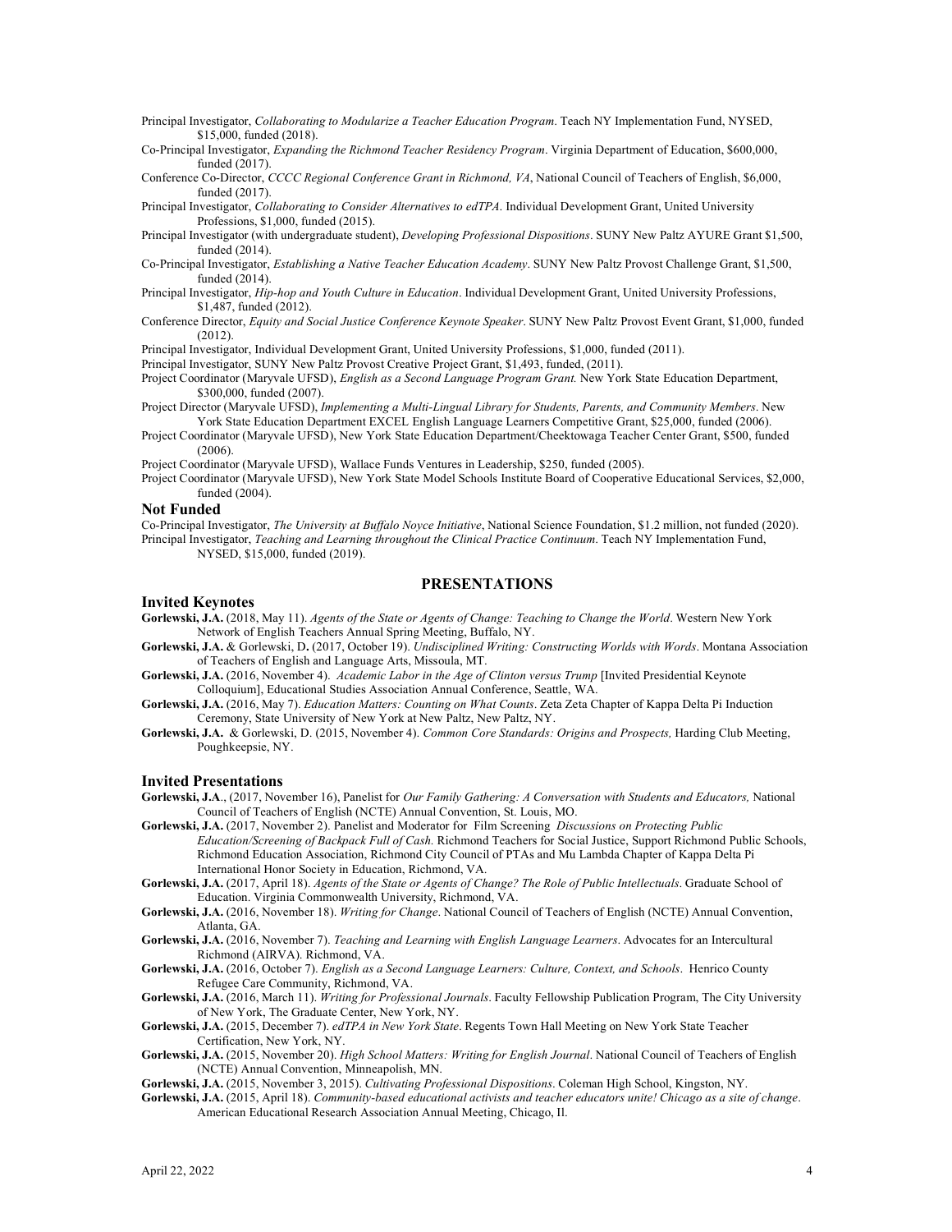Principal Investigator, *Collaborating to Modularize a Teacher Education Program*. Teach NY Implementation Fund, NYSED, $15,000, funded (2018).

Co-Principal Investigator, *Expanding the Richmond Teacher Residency Program*. Virginia Department of Education, $600,000, funded (2017).

Conference Co-Director, *CCCC Regional Conference Grant in Richmond, VA*, National Council of Teachers of English, $6,000, funded (2017).

Principal Investigator, *Collaborating to Consider Alternatives to edTPA*. Individual Development Grant, United University Professions, $1,000, funded (2015).

Principal Investigator (with undergraduate student), *Developing Professional Dispositions*. SUNY New Paltz AYURE Grant $1,500, funded (2014).

Co-Principal Investigator, *Establishing a Native Teacher Education Academy*. SUNY New Paltz Provost Challenge Grant, $1,500, funded (2014).

Principal Investigator, *Hip-hop and Youth Culture in Education*. Individual Development Grant, United University Professions, $1,487, funded (2012).

Conference Director, *Equity and Social Justice Conference Keynote Speaker*. SUNY New Paltz Provost Event Grant, $1,000, funded (2012).

Principal Investigator, Individual Development Grant, United University Professions, $1,000, funded (2011).

Principal Investigator, SUNY New Paltz Provost Creative Project Grant, $1,493, funded, (2011).

Project Coordinator (Maryvale UFSD), *English as a Second Language Program Grant.* New York State Education Department, $300,000, funded (2007).

Project Director (Maryvale UFSD), *Implementing a Multi-Lingual Library for Students, Parents, and Community Members*. New York State Education Department EXCEL English Language Learners Competitive Grant, $25,000, funded (2006).

Project Coordinator (Maryvale UFSD), New York State Education Department/Cheektowaga Teacher Center Grant, $500, funded (2006).

Project Coordinator (Maryvale UFSD), Wallace Funds Ventures in Leadership, $250, funded (2005).

Project Coordinator (Maryvale UFSD), New York State Model Schools Institute Board of Cooperative Educational Services, $2,000, funded (2004).

### Not Funded

Co-Principal Investigator, *The University at Buffalo Noyce Initiative*, National Science Foundation, $1.2 million, not funded (2020).

Principal Investigator, *Teaching and Learning throughout the Clinical Practice Continuum*. Teach NY Implementation Fund, NYSED, $15,000, funded (2019).

## PRESENTATIONS

### Invited Keynotes

**Gorlewski, J.A.** (2018, May 11). *Agents of the State or Agents of Change: Teaching to Change the World*. Western New York Network of English Teachers Annual Spring Meeting, Buffalo, NY.

**Gorlewski, J.A.** & Gorlewski, D**.** (2017, October 19). *Undisciplined Writing: Constructing Worlds with Words*. Montana Association of Teachers of English and Language Arts, Missoula, MT.

**Gorlewski, J.A.** (2016, November 4). *Academic Labor in the Age of Clinton versus Trump* [Invited Presidential Keynote Colloquium], Educational Studies Association Annual Conference, Seattle, WA.

**Gorlewski, J.A.** (2016, May 7). *Education Matters: Counting on What Counts*. Zeta Zeta Chapter of Kappa Delta Pi Induction Ceremony, State University of New York at New Paltz, New Paltz, NY.

**Gorlewski, J.A.** & Gorlewski, D. (2015, November 4). *Common Core Standards: Origins and Prospects,* Harding Club Meeting, Poughkeepsie, NY.

### Invited Presentations

**Gorlewski, J.A**., (2017, November 16), Panelist for *Our Family Gathering: A Conversation with Students and Educators,* National Council of Teachers of English (NCTE) Annual Convention, St. Louis, MO.

**Gorlewski, J.A.** (2017, November 2). Panelist and Moderator for Film Screening *Discussions on Protecting Public Education/Screening of Backpack Full of Cash.* Richmond Teachers for Social Justice, Support Richmond Public Schools, Richmond Education Association, Richmond City Council of PTAs and Mu Lambda Chapter of Kappa Delta Pi International Honor Society in Education, Richmond, VA.

**Gorlewski, J.A.** (2017, April 18). *Agents of the State or Agents of Change? The Role of Public Intellectuals*. Graduate School of Education. Virginia Commonwealth University, Richmond, VA.

**Gorlewski, J.A.** (2016, November 18). *Writing for Change*. National Council of Teachers of English (NCTE) Annual Convention, Atlanta, GA.

**Gorlewski, J.A.** (2016, November 7). *Teaching and Learning with English Language Learners*. Advocates for an Intercultural Richmond (AIRVA). Richmond, VA.

**Gorlewski, J.A.** (2016, October 7). *English as a Second Language Learners: Culture, Context, and Schools*. Henrico County Refugee Care Community, Richmond, VA.

**Gorlewski, J.A.** (2016, March 11). *Writing for Professional Journals*. Faculty Fellowship Publication Program, The City University of New York, The Graduate Center, New York, NY.

**Gorlewski, J.A.** (2015, December 7). *edTPA in New York State*. Regents Town Hall Meeting on New York State Teacher Certification, New York, NY.

**Gorlewski, J.A.** (2015, November 20). *High School Matters: Writing for English Journal*. National Council of Teachers of English (NCTE) Annual Convention, Minneapolish, MN.

**Gorlewski, J.A.** (2015, November 3, 2015). *Cultivating Professional Dispositions*. Coleman High School, Kingston, NY.

**Gorlewski, J.A.** (2015, April 18). *Community-based educational activists and teacher educators unite! Chicago as a site of change*. American Educational Research Association Annual Meeting, Chicago, Il.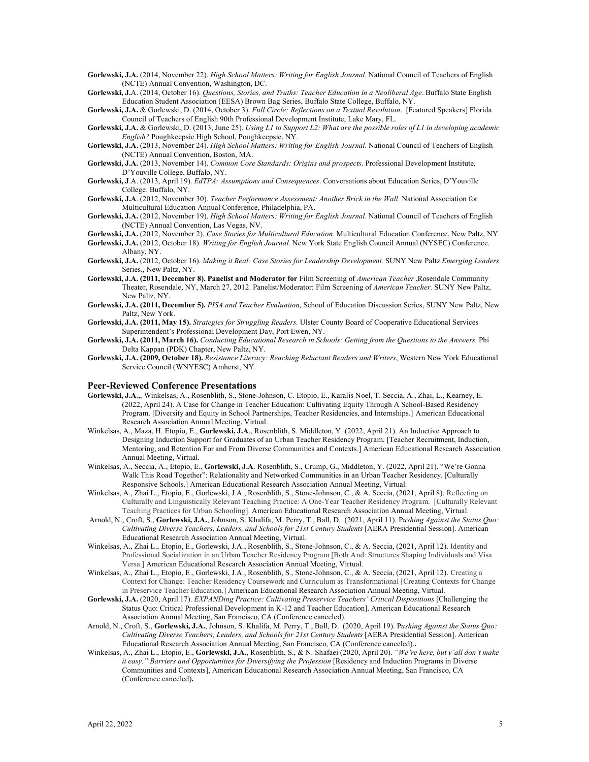**Gorlewski, J.A.** (2014, November 22). *High School Matters: Writing for English Journal*. National Council of Teachers of English (NCTE) Annual Convention, Washington, DC.

**Gorlewski, J.**A. (2014, October 16). *Questions, Stories, and Truths: Teacher Education in a Neoliberal Age*. Buffalo State English Education Student Association (EESA) Brown Bag Series, Buffalo State College, Buffalo, NY.

**Gorlewski, J.A.** & Gorlewski, D. (2014, October 3). *Full Circle: Reflections on a Textual Revolution*. [Featured Speakers] Florida Council of Teachers of English 90th Professional Development Institute, Lake Mary, FL.

**Gorlewski, J.A.** & Gorlewski, D. (2013, June 25). *Using L1 to Support L2: What are the possible roles of L1 in developing academic English?* Poughkeepsie High School, Poughkeepsie, NY.

**Gorlewski, J.A.** (2013, November 24). *High School Matters: Writing for English Journal*. National Council of Teachers of English (NCTE) Annual Convention, Boston, MA.

**Gorlewski, J.A.** (2013, November 14). *Common Core Standards: Origins and prospects*. Professional Development Institute, D'Youville College, Buffalo, NY.

**Gorlewski, J**.A. (2013, April 19). *EdTPA: Assumptions and Consequences*. Conversations about Education Series, D'Youville College. Buffalo, NY.

**Gorlewski, J.A**. (2012, November 30). *Teacher Performance Assessment: Another Brick in the Wall.* National Association for Multicultural Education Annual Conference, Philadelphia, PA.

**Gorlewski, J.A.** (2012, November 19). *High School Matters: Writing for English Journal*. National Council of Teachers of English (NCTE) Annual Convention, Las Vegas, NV.

**Gorlewski, J.A.** (2012, November 2). *Case Stories for Multicultural Education.* Multicultural Education Conference, New Paltz, NY.

**Gorlewski, J.A.** (2012, October 18). *Writing for English Journal.* New York State English Council Annual (NYSEC) Conference. Albany, NY.

**Gorlewski, J.A.** (2012, October 16). *Making it Real: Case Stories for Leadership Development.* SUNY New Paltz *Emerging Leaders* Series., New Paltz, NY.

**Gorlewski, J.A. (2011, December 8). Panelist and Moderator for** Film Screening of *American Teacher* ,Rosendale Community Theater, Rosendale, NY, March 27, 2012. Panelist/Moderator: Film Screening of *American Teacher.* SUNY New Paltz, New Paltz, NY.

**Gorlewski, J.A. (2011, December 5).** *PISA and Teacher Evaluation,* School of Education Discussion Series, SUNY New Paltz, New Paltz, New York.

**Gorlewski, J.A. (2011, May 15).** *Strategies for Struggling Readers.* Ulster County Board of Cooperative Educational Services Superintendent's Professional Development Day, Port Ewen, NY.

**Gorlewski, J.A. (2011, March 16).** *Conducting Educational Research in Schools: Getting from the Questions to the Answers.* Phi Delta Kappan (PDK) Chapter, New Paltz, NY.

**Gorlewski, J.A. (2009, October 18).** *Resistance Literacy: Reaching Reluctant Readers and Writers*, Western New York Educational Service Council (WNYESC) Amherst, NY.

## Peer-Reviewed Conference Presentations

**Gorlewski, J.A**.,, Winkelsas, A., Rosenblith, S., Stone-Johnson, C. Etopio, E., Karalis Noel, T. Seccia, A., Zhai, L., Kearney, E. (2022, April 24). A Case for Change in Teacher Education: Cultivating Equity Through A School-Based Residency Program. [Diversity and Equity in School Partnerships, Teacher Residencies, and Internships.] American Educational Research Association Annual Meeting, Virtual.

Winkelsas, A., Maza, H. Etopio, E., **Gorlewski, J.A**., Rosenblith, S. Middleton, Y. (2022, April 21). An Inductive Approach to Designing Induction Support for Graduates of an Urban Teacher Residency Program. [Teacher Recruitment, Induction, Mentoring, and Retention For and From Diverse Communities and Contexts.] American Educational Research Association Annual Meeting, Virtual.

Winkelsas, A., Seccia, A., Etopio, E., **Gorlewski, J.A**. Rosenblith, S., Crump, G., Middleton, Y. (2022, April 21). "We're Gonna Walk This Road Together": Relationality and Networked Communities in an Urban Teacher Residency. [Culturally Responsive Schools.] American Educational Research Association Annual Meeting, Virtual.

Winkelsas, A., Zhai L., Etopio, E., Gorlewski, J.A., Rosenblith, S., Stone-Johnson, C., & A. Seccia, (2021, April 8). Reflecting on Culturally and Linguistically Relevant Teaching Practice: A One-Year Teacher Residency Program. [Culturally Relevant Teaching Practices for Urban Schooling]. American Educational Research Association Annual Meeting, Virtual.

Arnold, N., Croft, S., **Gorlewski, J.A.**, Johnson, S. Khalifa, M. Perry, T., Ball, D. (2021, April 11). P*ushing Against the Status Quo: Cultivating Diverse Teachers, Leaders, and Schools for 21st Century Students* [AERA Presidential Session]. American Educational Research Association Annual Meeting, Virtual.

Winkelsas, A., Zhai L., Etopio, E., Gorlewski, J.A., Rosenblith, S., Stone-Johnson, C., & A. Seccia, (2021, April 12). Identity and Professional Socialization in an Urban Teacher Residency Program [Both And: Structures Shaping Individuals and Visa Versa.] American Educational Research Association Annual Meeting, Virtual.

Winkelsas, A., Zhai L., Etopio, E., Gorlewski, J.A., Rosenblith, S., Stone-Johnson, C., & A. Seccia, (2021, April 12). Creating a Context for Change: Teacher Residency Coursework and Curriculum as Transformational [Creating Contexts for Change in Preservice Teacher Education.] American Educational Research Association Annual Meeting, Virtual.

**Gorlewski, J.A.** (2020, April 17). *EXPANDing Practice: Cultivating Preservice Teachers' Critical Dispositions* [Challenging the Status Quo: Critical Professional Development in K-12 and Teacher Education]. American Educational Research Association Annual Meeting, San Francisco, CA (Conference canceled).

Arnold, N., Croft, S., **Gorlewski, J.A.**, Johnson, S. Khalifa, M. Perry, T., Ball, D. (2020, April 19). P*ushing Against the Status Quo: Cultivating Diverse Teachers, Leaders, and Schools for 21st Century Students* [AERA Presidential Session]. American Educational Research Association Annual Meeting, San Francisco, CA (Conference canceled)**.**

Winkelsas, A., Zhai L., Etopio, E., **Gorlewski, J.A.**, Rosenblith, S., & N. Shafaei (2020, April 20). *"We're here, but y'all don't make it easy." Barriers and Opportunities for Diversifying the Profession* [Residency and Induction Programs in Diverse Communities and Contexts], American Educational Research Association Annual Meeting, San Francisco, CA (Conference canceled)**.**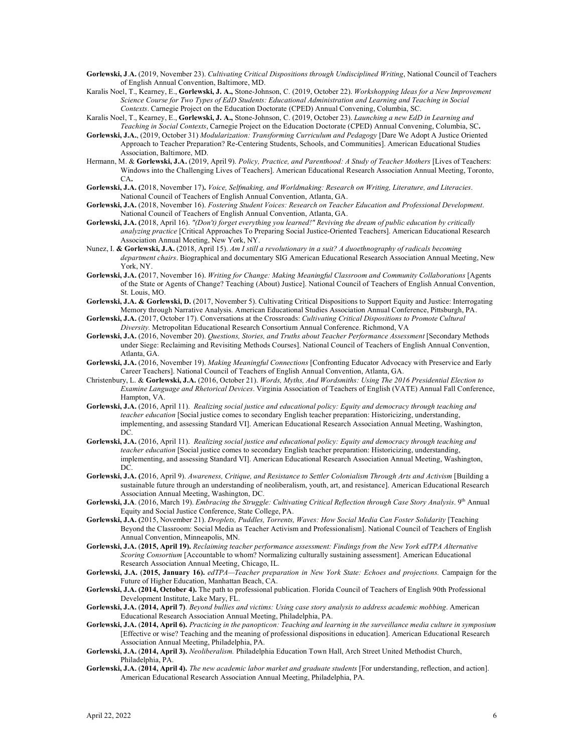**Gorlewski, J.A.** (2019, November 23). *Cultivating Critical Dispositions through Undisciplined Writing*, National Council of Teachers of English Annual Convention, Baltimore, MD.

Karalis Noel, T., Kearney, E., **Gorlewski, J. A.,** Stone-Johnson, C. (2019, October 22). *Workshopping Ideas for a New Improvement Science Course for Two Types of EdD Students: Educational Administration and Learning and Teaching in Social Contexts*. Carnegie Project on the Education Doctorate (CPED) Annual Convening, Columbia, SC.

Karalis Noel, T., Kearney, E., **Gorlewski, J. A.,** Stone-Johnson, C. (2019, October 23). *Launching a new EdD in Learning and Teaching in Social Contexts*, Carnegie Project on the Education Doctorate (CPED) Annual Convening, Columbia, SC**.**

**Gorlewski, J.A.**, (2019, October 31) *Modularization: Transforming Curriculum and Pedagogy* [Dare We Adopt A Justice Oriented Approach to Teacher Preparation? Re-Centering Students, Schools, and Communities]. American Educational Studies Association, Baltimore, MD.

Hermann, M. & **Gorlewski, J.A.** (2019, April 9). *Policy, Practice, and Parenthood: A Study of Teacher Mothers* [Lives of Teachers: Windows into the Challenging Lives of Teachers]. American Educational Research Association Annual Meeting, Toronto, CA**.**

**Gorlewski, J.A. (**2018, November 17**).** *Voice, Selfmaking, and Worldmaking: Research on Writing, Literature, and Literacies*. National Council of Teachers of English Annual Convention, Atlanta, GA.

**Gorlewski, J.A.** (2018, November 16). *Fostering Student Voices: Research on Teacher Education and Professional Development*. National Council of Teachers of English Annual Convention, Atlanta, GA.

**Gorlewski, J.A. (**2018, April 16). *"(Don't) forget everything you learned!" Reviving the dream of public education by critically analyzing practice* [Critical Approaches To Preparing Social Justice-Oriented Teachers]. American Educational Research Association Annual Meeting, New York, NY.

Nunez, I. **& Gorlewski, J.A.** (2018, April 15). *Am I still a revolutionary in a suit? A duoethnography of radicals becoming department chairs*. Biographical and documentary SIG American Educational Research Association Annual Meeting, New York, NY.

**Gorlewski, J.A. (**2017, November 16). *Writing for Change: Making Meaningful Classroom and Community Collaborations* [Agents of the State or Agents of Change? Teaching (About) Justice]. National Council of Teachers of English Annual Convention, St. Louis, MO.

**Gorlewski, J.A. & Gorlewski, D.** (2017, November 5). Cultivating Critical Dispositions to Support Equity and Justice: Interrogating Memory through Narrative Analysis. American Educational Studies Association Annual Conference, Pittsburgh, PA.

**Gorlewski, J.A.** (2017, October 17). Conversations at the Crossroads: *Cultivating Critical Dispositions to Promote Cultural Diversity.* Metropolitan Educational Research Consortium Annual Conference. Richmond, VA

**Gorlewski, J.A.** (2016, November 20). *Questions, Stories, and Truths about Teacher Performance Assessment* [Secondary Methods under Siege: Reclaiming and Revisiting Methods Courses]. National Council of Teachers of English Annual Convention, Atlanta, GA.

**Gorlewski, J.A.** (2016, November 19). *Making Meaningful Connections* [Confronting Educator Advocacy with Preservice and Early Career Teachers]. National Council of Teachers of English Annual Convention, Atlanta, GA.

Christenbury, L. & **Gorlewski, J.A.** (2016, October 21). *Words, Myths, And Wordsmiths: Using The 2016 Presidential Election to Examine Language and Rhetorical Devices*. Virginia Association of Teachers of English (VATE) Annual Fall Conference, Hampton, VA.

**Gorlewski, J.A.** (2016, April 11). *Realizing social justice and educational policy: Equity and democracy through teaching and teacher education* [Social justice comes to secondary English teacher preparation: Historicizing, understanding, implementing, and assessing Standard VI]. American Educational Research Association Annual Meeting, Washington, DC.

**Gorlewski, J.A.** (2016, April 11). *Realizing social justice and educational policy: Equity and democracy through teaching and teacher education* [Social justice comes to secondary English teacher preparation: Historicizing, understanding, implementing, and assessing Standard VI]. American Educational Research Association Annual Meeting, Washington, DC.

**Gorlewski, J.A. (**2016, April 9). *Awareness, Critique, and Resistance to Settler Colonialism Through Arts and Activism* [Building a sustainable future through an understanding of neoliberalism, youth, art, and resistance]. American Educational Research Association Annual Meeting, Washington, DC.

**Gorlewski, J.A**. (2016, March 19). *Embracing the Struggle: Cultivating Critical Reflection through Case Story Analysis*. 9th Annual Equity and Social Justice Conference, State College, PA.

**Gorlewski, J.A. (**2015, November 21). *Droplets, Puddles, Torrents, Waves: How Social Media Can Foster Solidarity* [Teaching Beyond the Classroom: Social Media as Teacher Activism and Professionalism]. National Council of Teachers of English Annual Convention, Minneapolis, MN.

**Gorlewski, J.A.** (**2015, April 19).** *Reclaiming teacher performance assessment: Findings from the New York edTPA Alternative Scoring Consortium* [Accountable to whom? Normalizing culturally sustaining assessment]. American Educational Research Association Annual Meeting, Chicago, IL.

**Gorlewski, J.A.** (**2015, January 16).** *edTPA—Teacher preparation in New York State: Echoes and projections.* Campaign for the Future of Higher Education, Manhattan Beach, CA.

**Gorlewski, J.A. (2014, October 4).** The path to professional publication. Florida Council of Teachers of English 90th Professional Development Institute, Lake Mary, FL.

**Gorlewski, J.A.** (**2014, April 7)**. *Beyond bullies and victims: Using case story analysis to address academic mobbing*. American Educational Research Association Annual Meeting, Philadelphia, PA.

**Gorlewski, J.A.** (**2014, April 6).** *Practicing in the panopticon: Teaching and learning in the surveillance media culture in symposium* [Effective or wise? Teaching and the meaning of professional dispositions in education]. American Educational Research Association Annual Meeting, Philadelphia, PA.

**Gorlewski, J.A.** (**2014, April 3).** *Neoliberalism.* Philadelphia Education Town Hall, Arch Street United Methodist Church, Philadelphia, PA.

**Gorlewski, J.A.** (**2014, April 4).** *The new academic labor market and graduate students* [For understanding, reflection, and action]. American Educational Research Association Annual Meeting, Philadelphia, PA.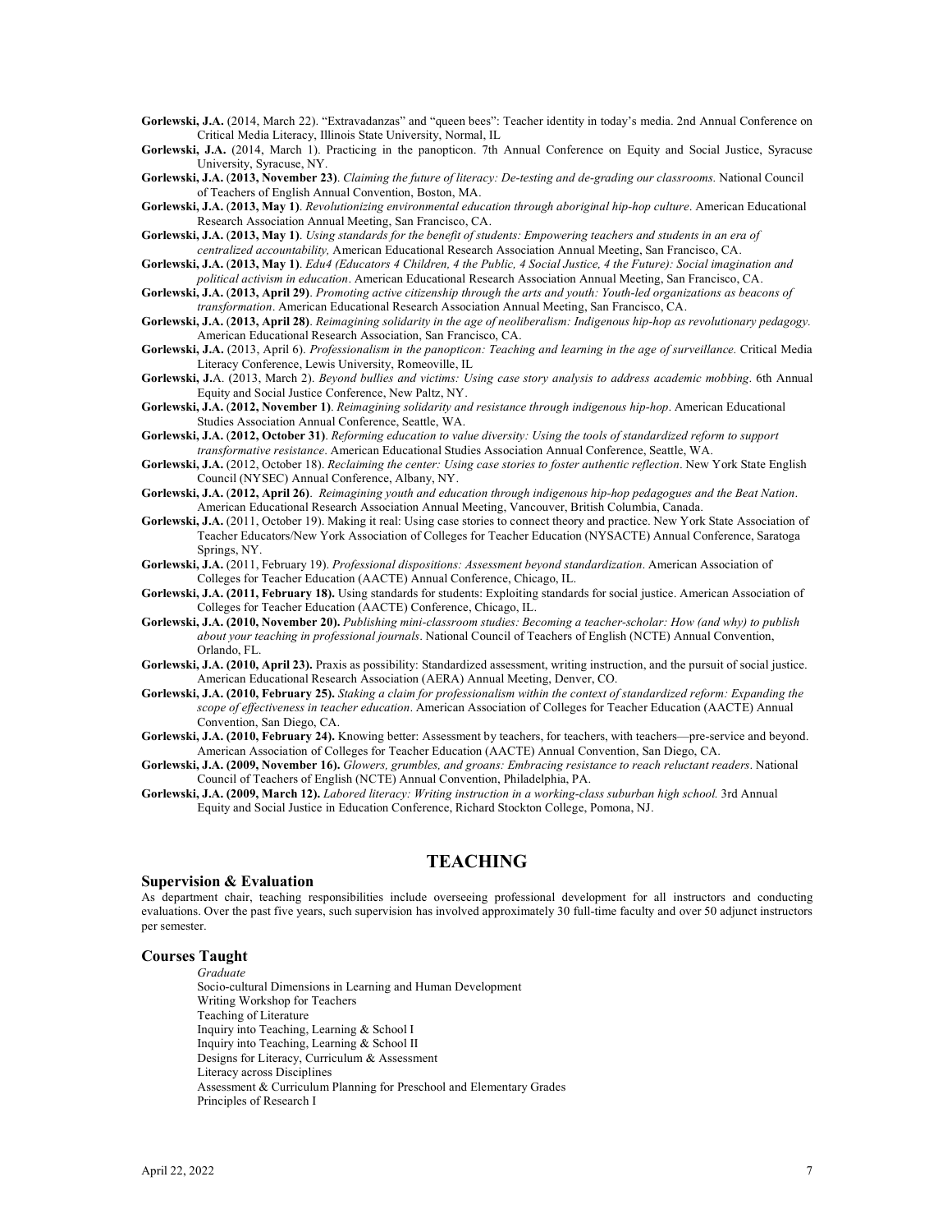**Gorlewski, J.A.** (2014, March 22). "Extravadanzas" and "queen bees": Teacher identity in today's media. 2nd Annual Conference on Critical Media Literacy, Illinois State University, Normal, IL

**Gorlewski, J.A.** (2014, March 1). Practicing in the panopticon. 7th Annual Conference on Equity and Social Justice, Syracuse University, Syracuse, NY.

**Gorlewski, J.A.** (**2013, November 23**). *Claiming the future of literacy: De-testing and de-grading our classrooms.* National Council of Teachers of English Annual Convention, Boston, MA.

**Gorlewski, J.A.** (**2013, May 1**). *Revolutionizing environmental education through aboriginal hip-hop culture*. American Educational Research Association Annual Meeting, San Francisco, CA.

**Gorlewski, J.A.** (**2013, May 1**). *Using standards for the benefit of students: Empowering teachers and students in an era of centralized accountability,* American Educational Research Association Annual Meeting, San Francisco, CA.

**Gorlewski, J.A.** (**2013, May 1**). *Edu4 (Educators 4 Children, 4 the Public, 4 Social Justice, 4 the Future): Social imagination and political activism in education*. American Educational Research Association Annual Meeting, San Francisco, CA.

**Gorlewski, J.A.** (**2013, April 29**). *Promoting active citizenship through the arts and youth: Youth-led organizations as beacons of transformation*. American Educational Research Association Annual Meeting, San Francisco, CA.

**Gorlewski, J.A.** (**2013, April 28**). *Reimagining solidarity in the age of neoliberalism: Indigenous hip-hop as revolutionary pedagogy.* American Educational Research Association, San Francisco, CA.

**Gorlewski, J.A.** (2013, April 6). *Professionalism in the panopticon: Teaching and learning in the age of surveillance.* Critical Media Literacy Conference, Lewis University, Romeoville, IL

**Gorlewski, J.**A. (2013, March 2). *Beyond bullies and victims: Using case story analysis to address academic mobbing*. 6th Annual Equity and Social Justice Conference, New Paltz, NY.

**Gorlewski, J.A.** (**2012, November 1**). *Reimagining solidarity and resistance through indigenous hip-hop*. American Educational Studies Association Annual Conference, Seattle, WA.

**Gorlewski, J.A.** (**2012, October 31**). *Reforming education to value diversity: Using the tools of standardized reform to support transformative resistance*. American Educational Studies Association Annual Conference, Seattle, WA.

**Gorlewski, J.A.** (2012, October 18). *Reclaiming the center: Using case stories to foster authentic reflection*. New York State English Council (NYSEC) Annual Conference, Albany, NY.

**Gorlewski, J.A.** (**2012, April 26**). *Reimagining youth and education through indigenous hip-hop pedagogues and the Beat Nation*. American Educational Research Association Annual Meeting, Vancouver, British Columbia, Canada.

**Gorlewski, J.A.** (2011, October 19). Making it real: Using case stories to connect theory and practice. New York State Association of Teacher Educators/New York Association of Colleges for Teacher Education (NYSACTE) Annual Conference, Saratoga Springs, NY.

**Gorlewski, J.A.** (2011, February 19). *Professional dispositions: Assessment beyond standardization*. American Association of Colleges for Teacher Education (AACTE) Annual Conference, Chicago, IL.

**Gorlewski, J.A. (2011, February 18).** Using standards for students: Exploiting standards for social justice. American Association of Colleges for Teacher Education (AACTE) Conference, Chicago, IL.

**Gorlewski, J.A. (2010, November 20).** *Publishing mini-classroom studies: Becoming a teacher-scholar: How (and why) to publish about your teaching in professional journals*. National Council of Teachers of English (NCTE) Annual Convention, Orlando, FL.

**Gorlewski, J.A. (2010, April 23).** Praxis as possibility: Standardized assessment, writing instruction, and the pursuit of social justice. American Educational Research Association (AERA) Annual Meeting, Denver, CO.

**Gorlewski, J.A. (2010, February 25).** *Staking a claim for professionalism within the context of standardized reform: Expanding the scope of effectiveness in teacher education*. American Association of Colleges for Teacher Education (AACTE) Annual Convention, San Diego, CA.

**Gorlewski, J.A. (2010, February 24).** Knowing better: Assessment by teachers, for teachers, with teachers—pre-service and beyond. American Association of Colleges for Teacher Education (AACTE) Annual Convention, San Diego, CA.

**Gorlewski, J.A. (2009, November 16).** *Glowers, grumbles, and groans: Embracing resistance to reach reluctant readers*. National Council of Teachers of English (NCTE) Annual Convention, Philadelphia, PA.

**Gorlewski, J.A. (2009, March 12).** *Labored literacy: Writing instruction in a working-class suburban high school.* 3rd Annual Equity and Social Justice in Education Conference, Richard Stockton College, Pomona, NJ.

# TEACHING

### Supervision & Evaluation

As department chair, teaching responsibilities include overseeing professional development for all instructors and conducting evaluations. Over the past five years, such supervision has involved approximately 30 full-time faculty and over 50 adjunct instructors per semester.

### Courses Taught

*Graduate*

Socio-cultural Dimensions in Learning and Human Development
Writing Workshop for Teachers
Teaching of Literature
Inquiry into Teaching, Learning & School I
Inquiry into Teaching, Learning & School II
Designs for Literacy, Curriculum & Assessment
Literacy across Disciplines
Assessment & Curriculum Planning for Preschool and Elementary Grades
Principles of Research I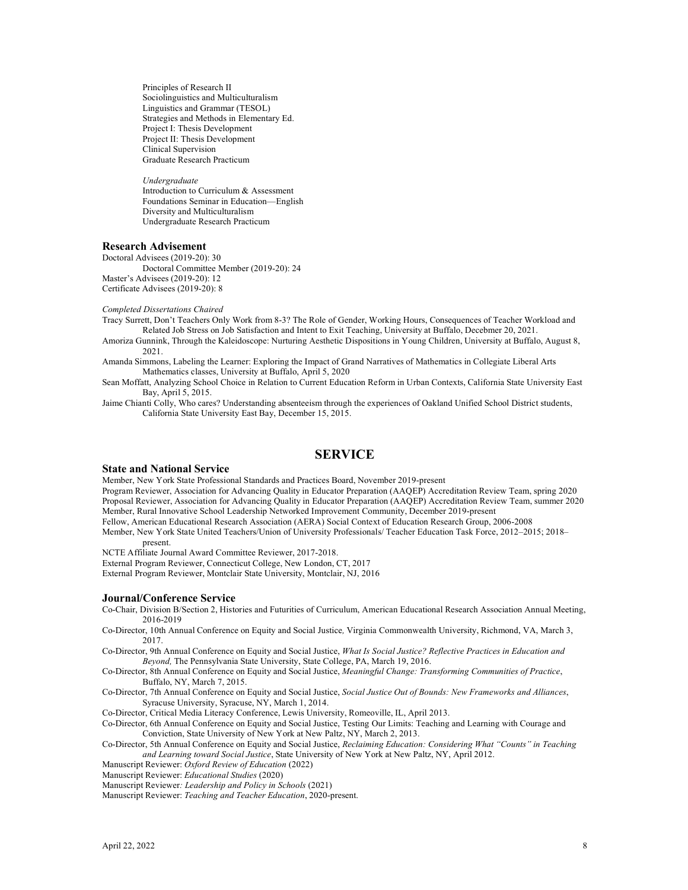Principles of Research II
Sociolinguistics and Multiculturalism
Linguistics and Grammar (TESOL)
Strategies and Methods in Elementary Ed.
Project I: Thesis Development
Project II: Thesis Development
Clinical Supervision
Graduate Research Practicum

*Undergraduate*
Introduction to Curriculum & Assessment
Foundations Seminar in Education—English
Diversity and Multiculturalism
Undergraduate Research Practicum

### Research Advisement

Doctoral Advisees (2019-20): 30
Doctoral Committee Member (2019-20): 24
Master's Advisees (2019-20): 12
Certificate Advisees (2019-20): 8

*Completed Dissertations Chaired*

Tracy Surrett, Don't Teachers Only Work from 8-3? The Role of Gender, Working Hours, Consequences of Teacher Workload and Related Job Stress on Job Satisfaction and Intent to Exit Teaching, University at Buffalo, Decebmer 20, 2021.

Amoriza Gunnink, Through the Kaleidoscope: Nurturing Aesthetic Dispositions in Young Children, University at Buffalo, August 8, 2021.

Amanda Simmons, Labeling the Learner: Exploring the Impact of Grand Narratives of Mathematics in Collegiate Liberal Arts Mathematics classes, University at Buffalo, April 5, 2020

Sean Moffatt, Analyzing School Choice in Relation to Current Education Reform in Urban Contexts, California State University East Bay, April 5, 2015.

Jaime Chianti Colly, Who cares? Understanding absenteeism through the experiences of Oakland Unified School District students, California State University East Bay, December 15, 2015.

## SERVICE

### State and National Service

Member, New York State Professional Standards and Practices Board, November 2019-present
Program Reviewer, Association for Advancing Quality in Educator Preparation (AAQEP) Accreditation Review Team, spring 2020
Proposal Reviewer, Association for Advancing Quality in Educator Preparation (AAQEP) Accreditation Review Team, summer 2020
Member, Rural Innovative School Leadership Networked Improvement Community, December 2019-present
Fellow, American Educational Research Association (AERA) Social Context of Education Research Group, 2006-2008
Member, New York State United Teachers/Union of University Professionals/ Teacher Education Task Force, 2012–2015; 2018–present.
NCTE Affiliate Journal Award Committee Reviewer, 2017-2018.
External Program Reviewer, Connecticut College, New London, CT, 2017
External Program Reviewer, Montclair State University, Montclair, NJ, 2016

### Journal/Conference Service

Co-Chair, Division B/Section 2, Histories and Futurities of Curriculum, American Educational Research Association Annual Meeting, 2016-2019

Co-Director, 10th Annual Conference on Equity and Social Justice*,* Virginia Commonwealth University, Richmond, VA, March 3, 2017.

Co-Director, 9th Annual Conference on Equity and Social Justice, *What Is Social Justice? Reflective Practices in Education and Beyond,* The Pennsylvania State University, State College, PA, March 19, 2016.

Co-Director, 8th Annual Conference on Equity and Social Justice, *Meaningful Change: Transforming Communities of Practice*, Buffalo, NY, March 7, 2015.

Co-Director, 7th Annual Conference on Equity and Social Justice, *Social Justice Out of Bounds: New Frameworks and Alliances*, Syracuse University, Syracuse, NY, March 1, 2014.

Co-Director, Critical Media Literacy Conference, Lewis University, Romeoville, IL, April 2013.

Co-Director, 6th Annual Conference on Equity and Social Justice, Testing Our Limits: Teaching and Learning with Courage and Conviction, State University of New York at New Paltz, NY, March 2, 2013.

Co-Director, 5th Annual Conference on Equity and Social Justice, *Reclaiming Education: Considering What "Counts" in Teaching and Learning toward Social Justice*, State University of New York at New Paltz, NY, April 2012.

Manuscript Reviewer: *Oxford Review of Education* (2022)
Manuscript Reviewer: *Educational Studies* (2020)
Manuscript Reviewer*: Leadership and Policy in Schools* (2021)
Manuscript Reviewer: *Teaching and Teacher Education*, 2020-present.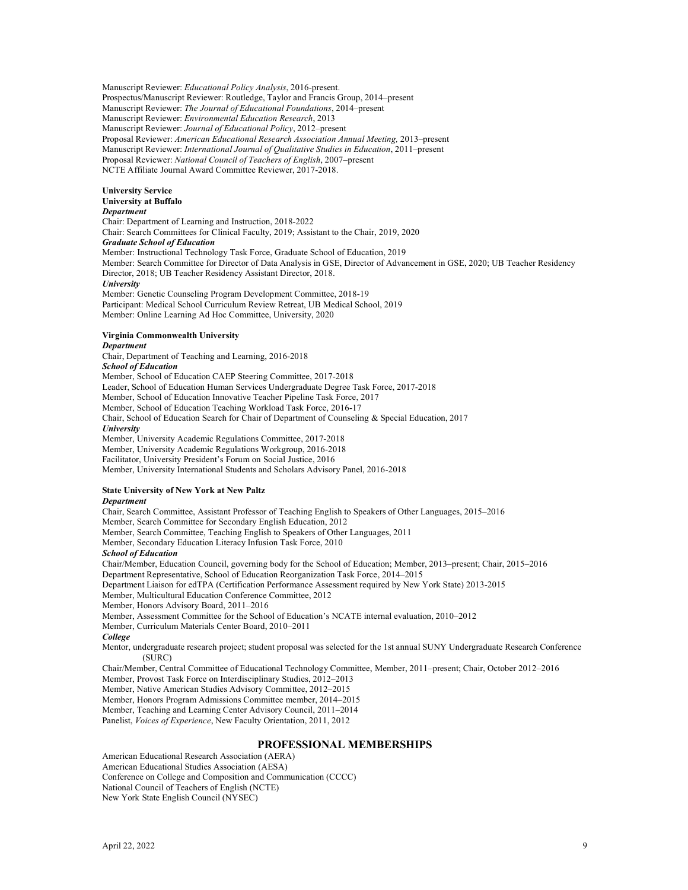Manuscript Reviewer: *Educational Policy Analysis*, 2016-present.
Prospectus/Manuscript Reviewer: Routledge, Taylor and Francis Group, 2014–present
Manuscript Reviewer: *The Journal of Educational Foundations*, 2014–present
Manuscript Reviewer: *Environmental Education Research*, 2013
Manuscript Reviewer: *Journal of Educational Policy*, 2012–present
Proposal Reviewer: *American Educational Research Association Annual Meeting,* 2013–present
Manuscript Reviewer: *International Journal of Qualitative Studies in Education*, 2011–present
Proposal Reviewer: *National Council of Teachers of English*, 2007–present
NCTE Affiliate Journal Award Committee Reviewer, 2017-2018.

**University Service**
**University at Buffalo**
***Department***
Chair: Department of Learning and Instruction, 2018-2022
Chair: Search Committees for Clinical Faculty, 2019; Assistant to the Chair, 2019, 2020
***Graduate School of Education***
Member: Instructional Technology Task Force, Graduate School of Education, 2019
Member: Search Committee for Director of Data Analysis in GSE, Director of Advancement in GSE, 2020; UB Teacher Residency Director, 2018; UB Teacher Residency Assistant Director, 2018.
***University***
Member: Genetic Counseling Program Development Committee, 2018-19
Participant: Medical School Curriculum Review Retreat, UB Medical School, 2019
Member: Online Learning Ad Hoc Committee, University, 2020

**Virginia Commonwealth University**
***Department***
Chair, Department of Teaching and Learning, 2016-2018
***School of Education***
Member, School of Education CAEP Steering Committee, 2017-2018
Leader, School of Education Human Services Undergraduate Degree Task Force, 2017-2018
Member, School of Education Innovative Teacher Pipeline Task Force, 2017
Member, School of Education Teaching Workload Task Force, 2016-17
Chair, School of Education Search for Chair of Department of Counseling & Special Education, 2017
***University***
Member, University Academic Regulations Committee, 2017-2018
Member, University Academic Regulations Workgroup, 2016-2018
Facilitator, University President's Forum on Social Justice, 2016
Member, University International Students and Scholars Advisory Panel, 2016-2018

**State University of New York at New Paltz**
***Department***
Chair, Search Committee, Assistant Professor of Teaching English to Speakers of Other Languages, 2015–2016
Member, Search Committee for Secondary English Education, 2012
Member, Search Committee, Teaching English to Speakers of Other Languages, 2011
Member, Secondary Education Literacy Infusion Task Force, 2010
***School of Education***
Chair/Member, Education Council, governing body for the School of Education; Member, 2013–present; Chair, 2015–2016
Department Representative, School of Education Reorganization Task Force, 2014–2015
Department Liaison for edTPA (Certification Performance Assessment required by New York State) 2013-2015
Member, Multicultural Education Conference Committee, 2012
Member, Honors Advisory Board, 2011–2016
Member, Assessment Committee for the School of Education's NCATE internal evaluation, 2010–2012
Member, Curriculum Materials Center Board, 2010–2011
***College***
Mentor, undergraduate research project; student proposal was selected for the 1st annual SUNY Undergraduate Research Conference (SURC)
Chair/Member, Central Committee of Educational Technology Committee, Member, 2011–present; Chair, October 2012–2016
Member, Provost Task Force on Interdisciplinary Studies, 2012–2013
Member, Native American Studies Advisory Committee, 2012–2015
Member, Honors Program Admissions Committee member, 2014–2015
Member, Teaching and Learning Center Advisory Council, 2011–2014
Panelist, *Voices of Experience*, New Faculty Orientation, 2011, 2012

## PROFESSIONAL MEMBERSHIPS

American Educational Research Association (AERA)
American Educational Studies Association (AESA)
Conference on College and Composition and Communication (CCCC)
National Council of Teachers of English (NCTE)
New York State English Council (NYSEC)